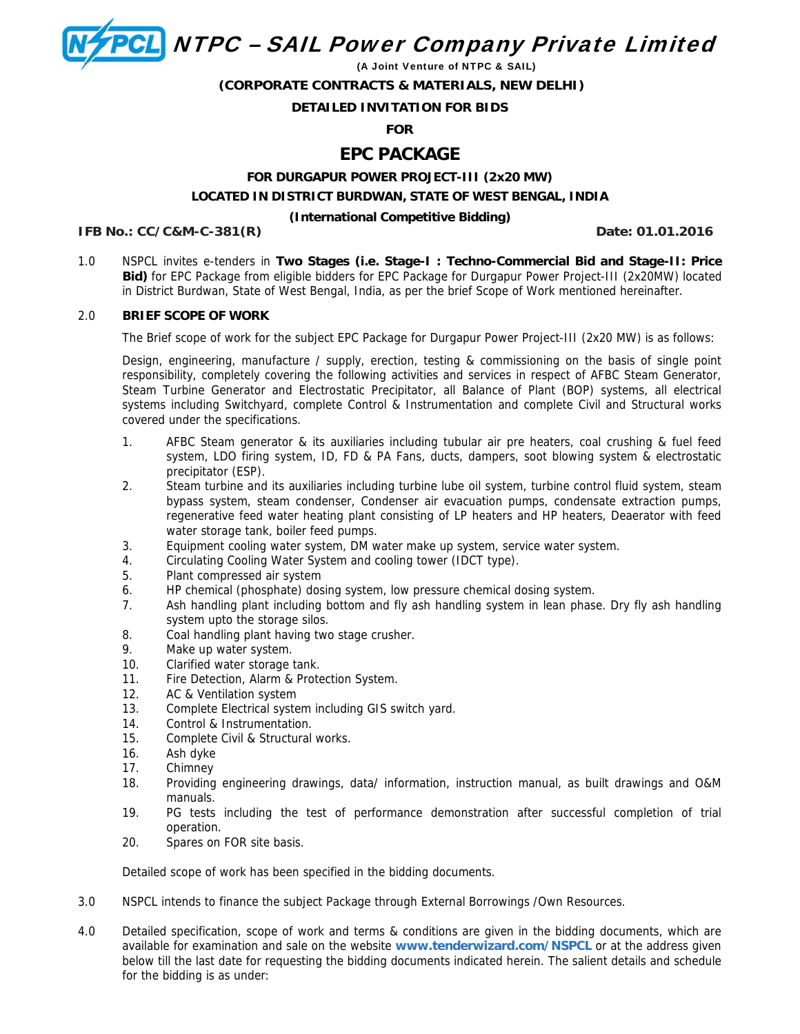# NTPC – SAIL Power Company Private Limited

**(A Joint Venture of NTPC & SAIL)**

**(CORPORATE CONTRACTS & MATERIALS, NEW DELHI)**

**DETAILED INVITATION FOR BIDS**

**FOR**

## EPC PACKAGE

**FOR DURGAPUR POWER PROJECT-III (2x20 MW)**

**LOCATED IN DISTRICT BURDWAN, STATE OF WEST BENGAL, INDIA**

**(International Competitive Bidding)**

**IFB No.: CC/C&M-C-381(R)** **Date: 01.01.2016**

1.0 NSPCL invites e-tenders in **Two Stages (i.e. Stage-I : Techno-Commercial Bid and Stage-II: Price Bid)** for EPC Package from eligible bidders for EPC Package for Durgapur Power Project-III (2x20MW) located in District Burdwan, State of West Bengal, India, as per the brief Scope of Work mentioned hereinafter.

2.0 **BRIEF SCOPE OF WORK**

The Brief scope of work for the subject EPC Package for Durgapur Power Project-III (2x20 MW) is as follows:

Design, engineering, manufacture / supply, erection, testing & commissioning on the basis of single point responsibility, completely covering the following activities and services in respect of AFBC Steam Generator, Steam Turbine Generator and Electrostatic Precipitator, all Balance of Plant (BOP) systems, all electrical systems including Switchyard, complete Control & Instrumentation and complete Civil and Structural works covered under the specifications.

1. AFBC Steam generator & its auxiliaries including tubular air pre heaters, coal crushing & fuel feed system, LDO firing system, ID, FD & PA Fans, ducts, dampers, soot blowing system & electrostatic precipitator (ESP).
2. Steam turbine and its auxiliaries including turbine lube oil system, turbine control fluid system, steam bypass system, steam condenser, Condenser air evacuation pumps, condensate extraction pumps, regenerative feed water heating plant consisting of LP heaters and HP heaters, Deaerator with feed water storage tank, boiler feed pumps.
3. Equipment cooling water system, DM water make up system, service water system.
4. Circulating Cooling Water System and cooling tower (IDCT type).
5. Plant compressed air system
6. HP chemical (phosphate) dosing system, low pressure chemical dosing system.
7. Ash handling plant including bottom and fly ash handling system in lean phase. Dry fly ash handling system upto the storage silos.
8. Coal handling plant having two stage crusher.
9. Make up water system.
10. Clarified water storage tank.
11. Fire Detection, Alarm & Protection System.
12. AC & Ventilation system
13. Complete Electrical system including GIS switch yard.
14. Control & Instrumentation.
15. Complete Civil & Structural works.
16. Ash dyke
17. Chimney
18. Providing engineering drawings, data/ information, instruction manual, as built drawings and O&M manuals.
19. PG tests including the test of performance demonstration after successful completion of trial operation.
20. Spares on FOR site basis.

Detailed scope of work has been specified in the bidding documents.

3.0 NSPCL intends to finance the subject Package through External Borrowings /Own Resources.

4.0 Detailed specification, scope of work and terms & conditions are given in the bidding documents, which are available for examination and sale on the website **www.tenderwizard.com/NSPCL** or at the address given below till the last date for requesting the bidding documents indicated herein. The salient details and schedule for the bidding is as under: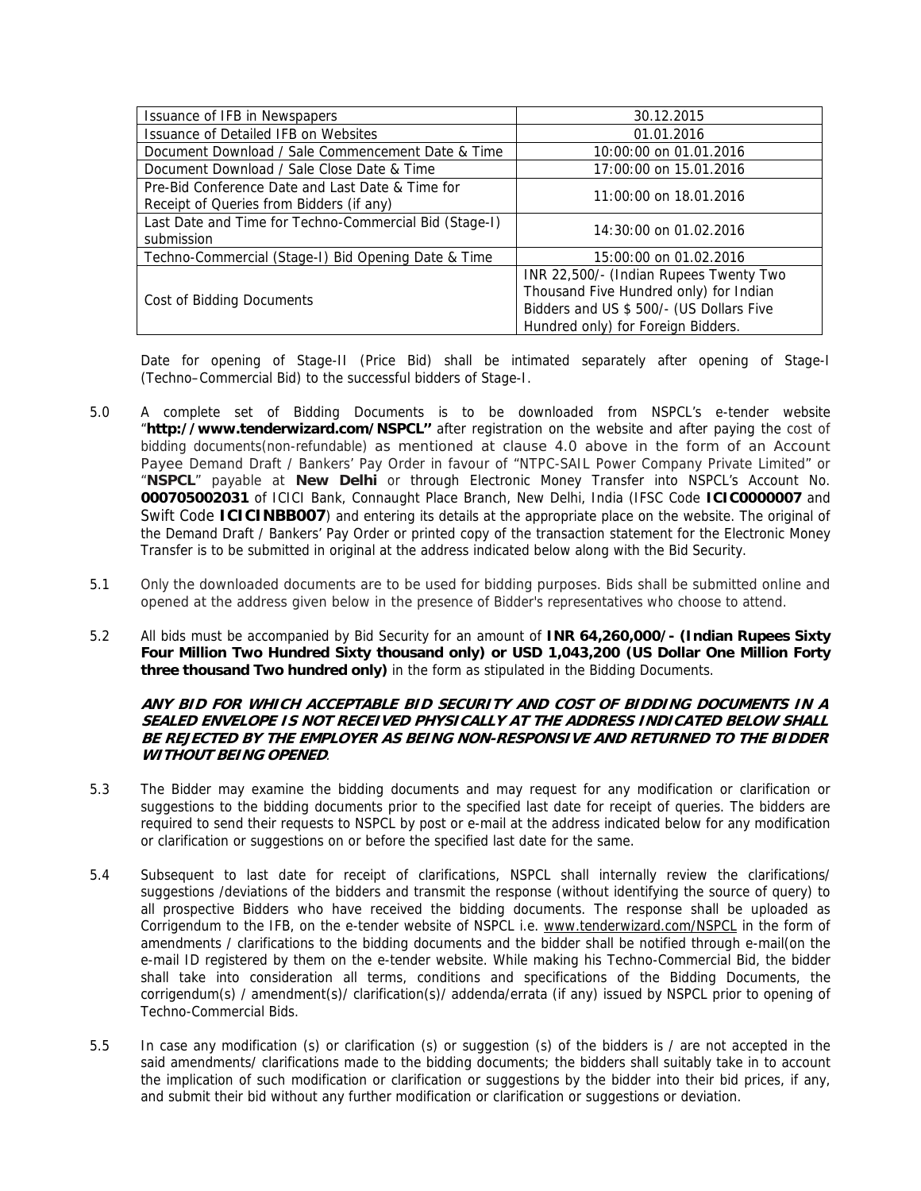| Issuance of IFB in Newspapers | 30.12.2015 |
|---|---|
| Issuance of Detailed IFB on Websites | 01.01.2016 |
| Document Download / Sale Commencement Date & Time | 10:00:00 on 01.01.2016 |
| Document Download / Sale Close Date & Time | 17:00:00 on 15.01.2016 |
| Pre-Bid Conference Date and Last Date & Time for Receipt of Queries from Bidders (if any) | 11:00:00 on 18.01.2016 |
| Last Date and Time for Techno-Commercial Bid (Stage-I) submission | 14:30:00 on 01.02.2016 |
| Techno-Commercial (Stage-I) Bid Opening Date & Time | 15:00:00 on 01.02.2016 |
| Cost of Bidding Documents | INR 22,500/- (Indian Rupees Twenty Two Thousand Five Hundred only) for Indian Bidders and US $ 500/- (US Dollars Five Hundred only) for Foreign Bidders. |

Date for opening of Stage-II (Price Bid) shall be intimated separately after opening of Stage-I (Techno–Commercial Bid) to the successful bidders of Stage-I.

5.0 A complete set of Bidding Documents is to be downloaded from NSPCL's e-tender website "**http://www.tenderwizard.com/NSPCL"** after registration on the website and after paying the cost of bidding documents(non-refundable) as mentioned at clause 4.0 above in the form of an Account Payee Demand Draft / Bankers' Pay Order in favour of "NTPC-SAIL Power Company Private Limited" or "**NSPCL**" payable at **New Delhi** or through Electronic Money Transfer into NSPCL's Account No. **000705002031** of ICICI Bank, Connaught Place Branch, New Delhi, India (IFSC Code **ICIC0000007** and Swift Code **ICICINBB007**) and entering its details at the appropriate place on the website. The original of the Demand Draft / Bankers' Pay Order or printed copy of the transaction statement for the Electronic Money Transfer is to be submitted in original at the address indicated below along with the Bid Security.

5.1 Only the downloaded documents are to be used for bidding purposes. Bids shall be submitted online and opened at the address given below in the presence of Bidder's representatives who choose to attend.

5.2 All bids must be accompanied by Bid Security for an amount of **INR 64,260,000/- (Indian Rupees Sixty Four Million Two Hundred Sixty thousand only) or USD 1,043,200 (US Dollar One Million Forty three thousand Two hundred only)** in the form as stipulated in the Bidding Documents.

***ANY BID FOR WHICH ACCEPTABLE BID SECURITY AND COST OF BIDDING DOCUMENTS IN A SEALED ENVELOPE IS NOT RECEIVED PHYSICALLY AT THE ADDRESS INDICATED BELOW SHALL BE REJECTED BY THE EMPLOYER AS BEING NON-RESPONSIVE AND RETURNED TO THE BIDDER WITHOUT BEING OPENED***.

5.3 The Bidder may examine the bidding documents and may request for any modification or clarification or suggestions to the bidding documents prior to the specified last date for receipt of queries. The bidders are required to send their requests to NSPCL by post or e-mail at the address indicated below for any modification or clarification or suggestions on or before the specified last date for the same.

5.4 Subsequent to last date for receipt of clarifications, NSPCL shall internally review the clarifications/ suggestions /deviations of the bidders and transmit the response (without identifying the source of query) to all prospective Bidders who have received the bidding documents. The response shall be uploaded as Corrigendum to the IFB, on the e-tender website of NSPCL i.e. www.tenderwizard.com/NSPCL in the form of amendments / clarifications to the bidding documents and the bidder shall be notified through e-mail(on the e-mail ID registered by them on the e-tender website. While making his Techno-Commercial Bid, the bidder shall take into consideration all terms, conditions and specifications of the Bidding Documents, the corrigendum(s) / amendment(s)/ clarification(s)/ addenda/errata (if any) issued by NSPCL prior to opening of Techno-Commercial Bids.

5.5 In case any modification (s) or clarification (s) or suggestion (s) of the bidders is / are not accepted in the said amendments/ clarifications made to the bidding documents; the bidders shall suitably take in to account the implication of such modification or clarification or suggestions by the bidder into their bid prices, if any, and submit their bid without any further modification or clarification or suggestions or deviation.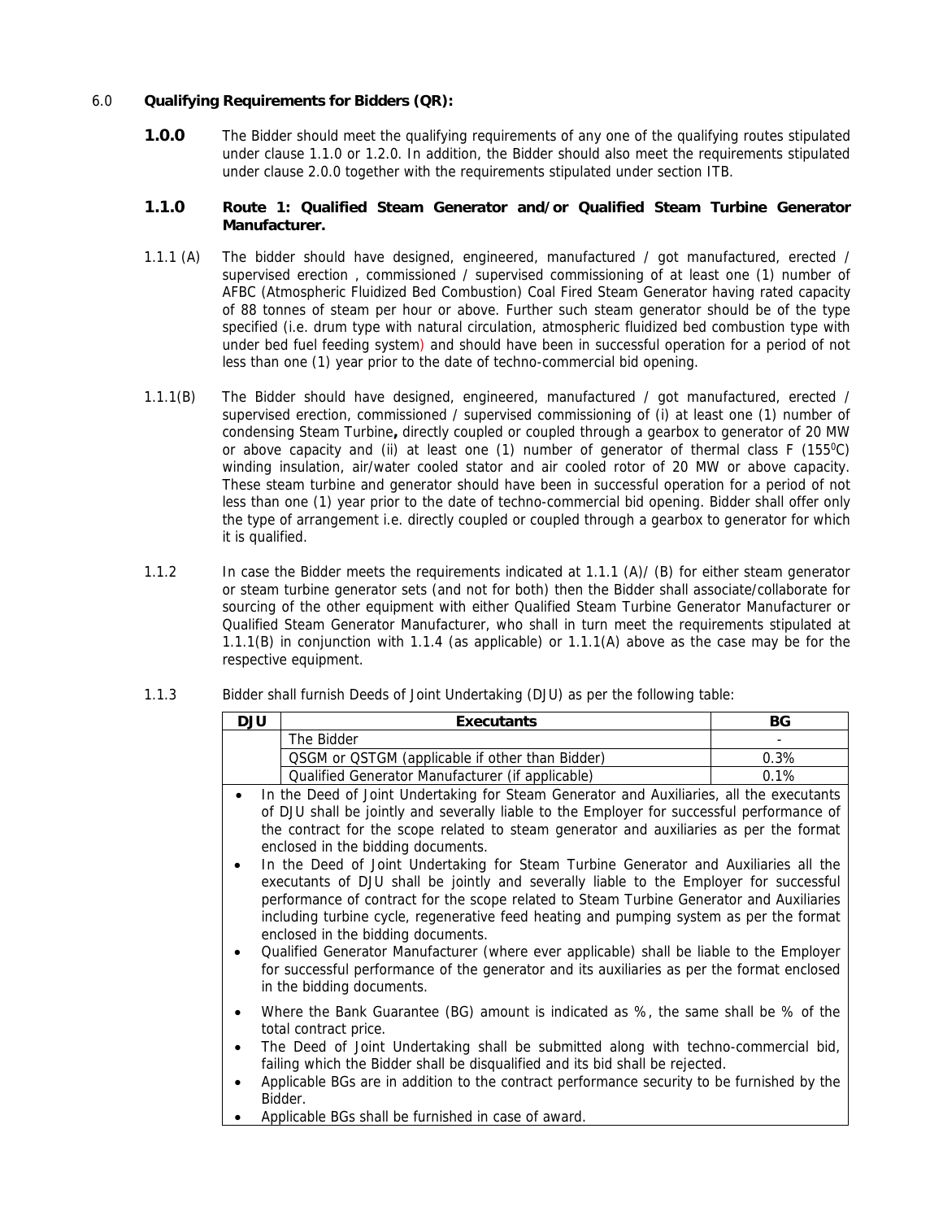## 6.0 Qualifying Requirements for Bidders (QR):

**1.0.0** The Bidder should meet the qualifying requirements of any one of the qualifying routes stipulated under clause 1.1.0 or 1.2.0. In addition, the Bidder should also meet the requirements stipulated under clause 2.0.0 together with the requirements stipulated under section ITB.

### 1.1.0 Route 1: Qualified Steam Generator and/or Qualified Steam Turbine Generator Manufacturer.

1.1.1 (A) The bidder should have designed, engineered, manufactured / got manufactured, erected / supervised erection , commissioned / supervised commissioning of at least one (1) number of AFBC (Atmospheric Fluidized Bed Combustion) Coal Fired Steam Generator having rated capacity of 88 tonnes of steam per hour or above. Further such steam generator should be of the type specified (i.e. drum type with natural circulation, atmospheric fluidized bed combustion type with under bed fuel feeding system) and should have been in successful operation for a period of not less than one (1) year prior to the date of techno-commercial bid opening.

1.1.1(B) The Bidder should have designed, engineered, manufactured / got manufactured, erected / supervised erection, commissioned / supervised commissioning of (i) at least one (1) number of condensing Steam Turbine**,** directly coupled or coupled through a gearbox to generator of 20 MW or above capacity and (ii) at least one (1) number of generator of thermal class F (155$^0$C) winding insulation, air/water cooled stator and air cooled rotor of 20 MW or above capacity. These steam turbine and generator should have been in successful operation for a period of not less than one (1) year prior to the date of techno-commercial bid opening. Bidder shall offer only the type of arrangement i.e. directly coupled or coupled through a gearbox to generator for which it is qualified.

1.1.2 In case the Bidder meets the requirements indicated at 1.1.1 (A)/ (B) for either steam generator or steam turbine generator sets (and not for both) then the Bidder shall associate/collaborate for sourcing of the other equipment with either Qualified Steam Turbine Generator Manufacturer or Qualified Steam Generator Manufacturer, who shall in turn meet the requirements stipulated at 1.1.1(B) in conjunction with 1.1.4 (as applicable) or 1.1.1(A) above as the case may be for the respective equipment.

1.1.3 Bidder shall furnish Deeds of Joint Undertaking (DJU) as per the following table:

| DJU | Executants | BG |
|---|---|---|
| | The Bidder | - |
| | QSGM or QSTGM (applicable if other than Bidder) | 0.3% |
| | Qualified Generator Manufacturer (if applicable) | 0.1% |

- In the Deed of Joint Undertaking for Steam Generator and Auxiliaries, all the executants of DJU shall be jointly and severally liable to the Employer for successful performance of the contract for the scope related to steam generator and auxiliaries as per the format enclosed in the bidding documents.
- In the Deed of Joint Undertaking for Steam Turbine Generator and Auxiliaries all the executants of DJU shall be jointly and severally liable to the Employer for successful performance of contract for the scope related to Steam Turbine Generator and Auxiliaries including turbine cycle, regenerative feed heating and pumping system as per the format enclosed in the bidding documents.
- Qualified Generator Manufacturer (where ever applicable) shall be liable to the Employer for successful performance of the generator and its auxiliaries as per the format enclosed in the bidding documents.
- Where the Bank Guarantee (BG) amount is indicated as %, the same shall be % of the total contract price.
- The Deed of Joint Undertaking shall be submitted along with techno-commercial bid, failing which the Bidder shall be disqualified and its bid shall be rejected.
- Applicable BGs are in addition to the contract performance security to be furnished by the Bidder.
- Applicable BGs shall be furnished in case of award.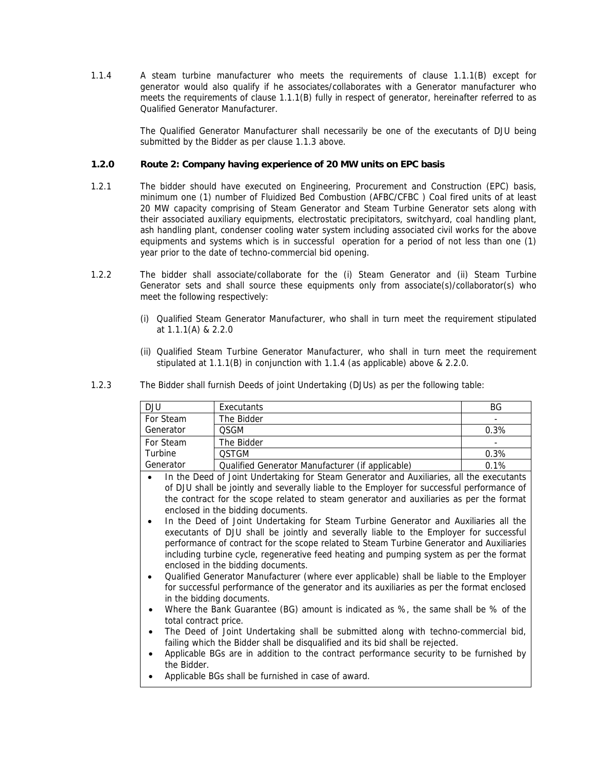1.1.4 A steam turbine manufacturer who meets the requirements of clause 1.1.1(B) except for generator would also qualify if he associates/collaborates with a Generator manufacturer who meets the requirements of clause 1.1.1(B) fully in respect of generator, hereinafter referred to as Qualified Generator Manufacturer.

The Qualified Generator Manufacturer shall necessarily be one of the executants of DJU being submitted by the Bidder as per clause 1.1.3 above.

### 1.2.0 Route 2: Company having experience of 20 MW units on EPC basis

1.2.1 The bidder should have executed on Engineering, Procurement and Construction (EPC) basis, minimum one (1) number of Fluidized Bed Combustion (AFBC/CFBC ) Coal fired units of at least 20 MW capacity comprising of Steam Generator and Steam Turbine Generator sets along with their associated auxiliary equipments, electrostatic precipitators, switchyard, coal handling plant, ash handling plant, condenser cooling water system including associated civil works for the above equipments and systems which is in successful operation for a period of not less than one (1) year prior to the date of techno-commercial bid opening.

1.2.2 The bidder shall associate/collaborate for the (i) Steam Generator and (ii) Steam Turbine Generator sets and shall source these equipments only from associate(s)/collaborator(s) who meet the following respectively:

(i) Qualified Steam Generator Manufacturer, who shall in turn meet the requirement stipulated at 1.1.1(A) & 2.2.0

(ii) Qualified Steam Turbine Generator Manufacturer, who shall in turn meet the requirement stipulated at 1.1.1(B) in conjunction with 1.1.4 (as applicable) above & 2.2.0.

1.2.3 The Bidder shall furnish Deeds of joint Undertaking (DJUs) as per the following table:

| DJU | Executants | BG |
|---|---|---|
| For Steam Generator | The Bidder | - |
| | QSGM | 0.3% |
| For Steam Turbine Generator | The Bidder | - |
| | QSTGM | 0.3% |
| | Qualified Generator Manufacturer (if applicable) | 0.1% |

- In the Deed of Joint Undertaking for Steam Generator and Auxiliaries, all the executants of DJU shall be jointly and severally liable to the Employer for successful performance of the contract for the scope related to steam generator and auxiliaries as per the format enclosed in the bidding documents.
- In the Deed of Joint Undertaking for Steam Turbine Generator and Auxiliaries all the executants of DJU shall be jointly and severally liable to the Employer for successful performance of contract for the scope related to Steam Turbine Generator and Auxiliaries including turbine cycle, regenerative feed heating and pumping system as per the format enclosed in the bidding documents.
- Qualified Generator Manufacturer (where ever applicable) shall be liable to the Employer for successful performance of the generator and its auxiliaries as per the format enclosed in the bidding documents.
- Where the Bank Guarantee (BG) amount is indicated as %, the same shall be % of the total contract price.
- The Deed of Joint Undertaking shall be submitted along with techno-commercial bid, failing which the Bidder shall be disqualified and its bid shall be rejected.
- Applicable BGs are in addition to the contract performance security to be furnished by the Bidder.
- Applicable BGs shall be furnished in case of award.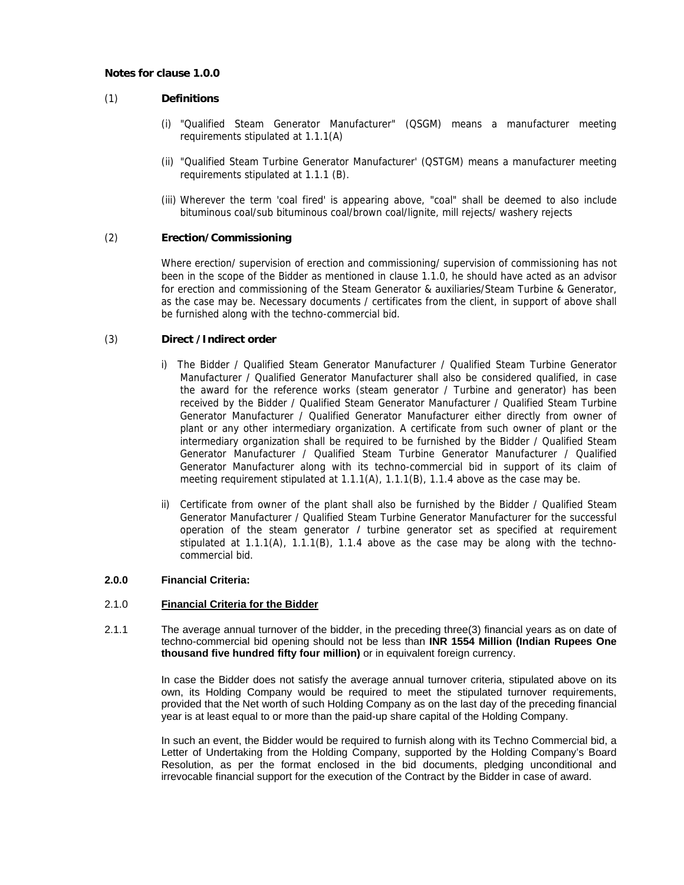**Notes for clause 1.0.0**

(1) **Definitions**

(i) "Qualified Steam Generator Manufacturer" (QSGM) means a manufacturer meeting requirements stipulated at 1.1.1(A)

(ii) "Qualified Steam Turbine Generator Manufacturer' (QSTGM) means a manufacturer meeting requirements stipulated at 1.1.1 (B).

(iii) Wherever the term 'coal fired' is appearing above, "coal" shall be deemed to also include bituminous coal/sub bituminous coal/brown coal/lignite, mill rejects/ washery rejects

(2) **Erection/Commissioning**

Where erection/ supervision of erection and commissioning/ supervision of commissioning has not been in the scope of the Bidder as mentioned in clause 1.1.0, he should have acted as an advisor for erection and commissioning of the Steam Generator & auxiliaries/Steam Turbine & Generator, as the case may be. Necessary documents / certificates from the client, in support of above shall be furnished along with the techno-commercial bid.

(3) **Direct / Indirect order**

i) The Bidder / Qualified Steam Generator Manufacturer / Qualified Steam Turbine Generator Manufacturer / Qualified Generator Manufacturer shall also be considered qualified, in case the award for the reference works (steam generator / Turbine and generator) has been received by the Bidder / Qualified Steam Generator Manufacturer / Qualified Steam Turbine Generator Manufacturer / Qualified Generator Manufacturer either directly from owner of plant or any other intermediary organization. A certificate from such owner of plant or the intermediary organization shall be required to be furnished by the Bidder / Qualified Steam Generator Manufacturer / Qualified Steam Turbine Generator Manufacturer / Qualified Generator Manufacturer along with its techno-commercial bid in support of its claim of meeting requirement stipulated at 1.1.1(A), 1.1.1(B), 1.1.4 above as the case may be.

ii) Certificate from owner of the plant shall also be furnished by the Bidder / Qualified Steam Generator Manufacturer / Qualified Steam Turbine Generator Manufacturer for the successful operation of the steam generator / turbine generator set as specified at requirement stipulated at 1.1.1(A), 1.1.1(B), 1.1.4 above as the case may be along with the techno-commercial bid.

**2.0.0 Financial Criteria:**

2.1.0 **Financial Criteria for the Bidder**

2.1.1 The average annual turnover of the bidder, in the preceding three(3) financial years as on date of techno-commercial bid opening should not be less than **INR 1554 Million (Indian Rupees One thousand five hundred fifty four million)** or in equivalent foreign currency.

In case the Bidder does not satisfy the average annual turnover criteria, stipulated above on its own, its Holding Company would be required to meet the stipulated turnover requirements, provided that the Net worth of such Holding Company as on the last day of the preceding financial year is at least equal to or more than the paid-up share capital of the Holding Company.

In such an event, the Bidder would be required to furnish along with its Techno Commercial bid, a Letter of Undertaking from the Holding Company, supported by the Holding Company's Board Resolution, as per the format enclosed in the bid documents, pledging unconditional and irrevocable financial support for the execution of the Contract by the Bidder in case of award.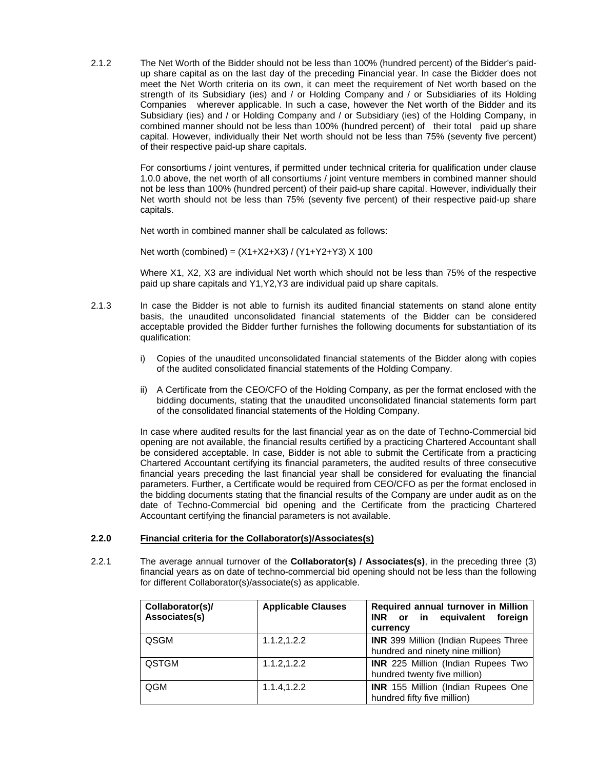2.1.2 The Net Worth of the Bidder should not be less than 100% (hundred percent) of the Bidder's paid-up share capital as on the last day of the preceding Financial year. In case the Bidder does not meet the Net Worth criteria on its own, it can meet the requirement of Net worth based on the strength of its Subsidiary (ies) and / or Holding Company and / or Subsidiaries of its Holding Companies wherever applicable. In such a case, however the Net worth of the Bidder and its Subsidiary (ies) and / or Holding Company and / or Subsidiary (ies) of the Holding Company, in combined manner should not be less than 100% (hundred percent) of their total paid up share capital. However, individually their Net worth should not be less than 75% (seventy five percent) of their respective paid-up share capitals.

For consortiums / joint ventures, if permitted under technical criteria for qualification under clause 1.0.0 above, the net worth of all consortiums / joint venture members in combined manner should not be less than 100% (hundred percent) of their paid-up share capital. However, individually their Net worth should not be less than 75% (seventy five percent) of their respective paid-up share capitals.

Net worth in combined manner shall be calculated as follows:

Net worth (combined) = $(X1+X2+X3) / (Y1+Y2+Y3) \times 100$

Where X1, X2, X3 are individual Net worth which should not be less than 75% of the respective paid up share capitals and Y1,Y2,Y3 are individual paid up share capitals.

2.1.3 In case the Bidder is not able to furnish its audited financial statements on stand alone entity basis, the unaudited unconsolidated financial statements of the Bidder can be considered acceptable provided the Bidder further furnishes the following documents for substantiation of its qualification:

i) Copies of the unaudited unconsolidated financial statements of the Bidder along with copies of the audited consolidated financial statements of the Holding Company.

ii) A Certificate from the CEO/CFO of the Holding Company, as per the format enclosed with the bidding documents, stating that the unaudited unconsolidated financial statements form part of the consolidated financial statements of the Holding Company.

In case where audited results for the last financial year as on the date of Techno-Commercial bid opening are not available, the financial results certified by a practicing Chartered Accountant shall be considered acceptable. In case, Bidder is not able to submit the Certificate from a practicing Chartered Accountant certifying its financial parameters, the audited results of three consecutive financial years preceding the last financial year shall be considered for evaluating the financial parameters. Further, a Certificate would be required from CEO/CFO as per the format enclosed in the bidding documents stating that the financial results of the Company are under audit as on the date of Techno-Commercial bid opening and the Certificate from the practicing Chartered Accountant certifying the financial parameters is not available.

**2.2.0 <u>Financial criteria for the Collaborator(s)/Associates(s)</u>**

2.2.1 The average annual turnover of the **Collaborator(s) / Associates(s)**, in the preceding three (3) financial years as on date of techno-commercial bid opening should not be less than the following for different Collaborator(s)/associate(s) as applicable.

| Collaborator(s)/ Associates(s) | Applicable Clauses | Required annual turnover in Million INR or in equivalent foreign currency |
|---|---|---|
| QSGM | 1.1.2,1.2.2 | **INR** 399 Million (Indian Rupees Three hundred and ninety nine million) |
| QSTGM | 1.1.2,1.2.2 | **INR** 225 Million (Indian Rupees Two hundred twenty five million) |
| QGM | 1.1.4,1.2.2 | **INR** 155 Million (Indian Rupees One hundred fifty five million) |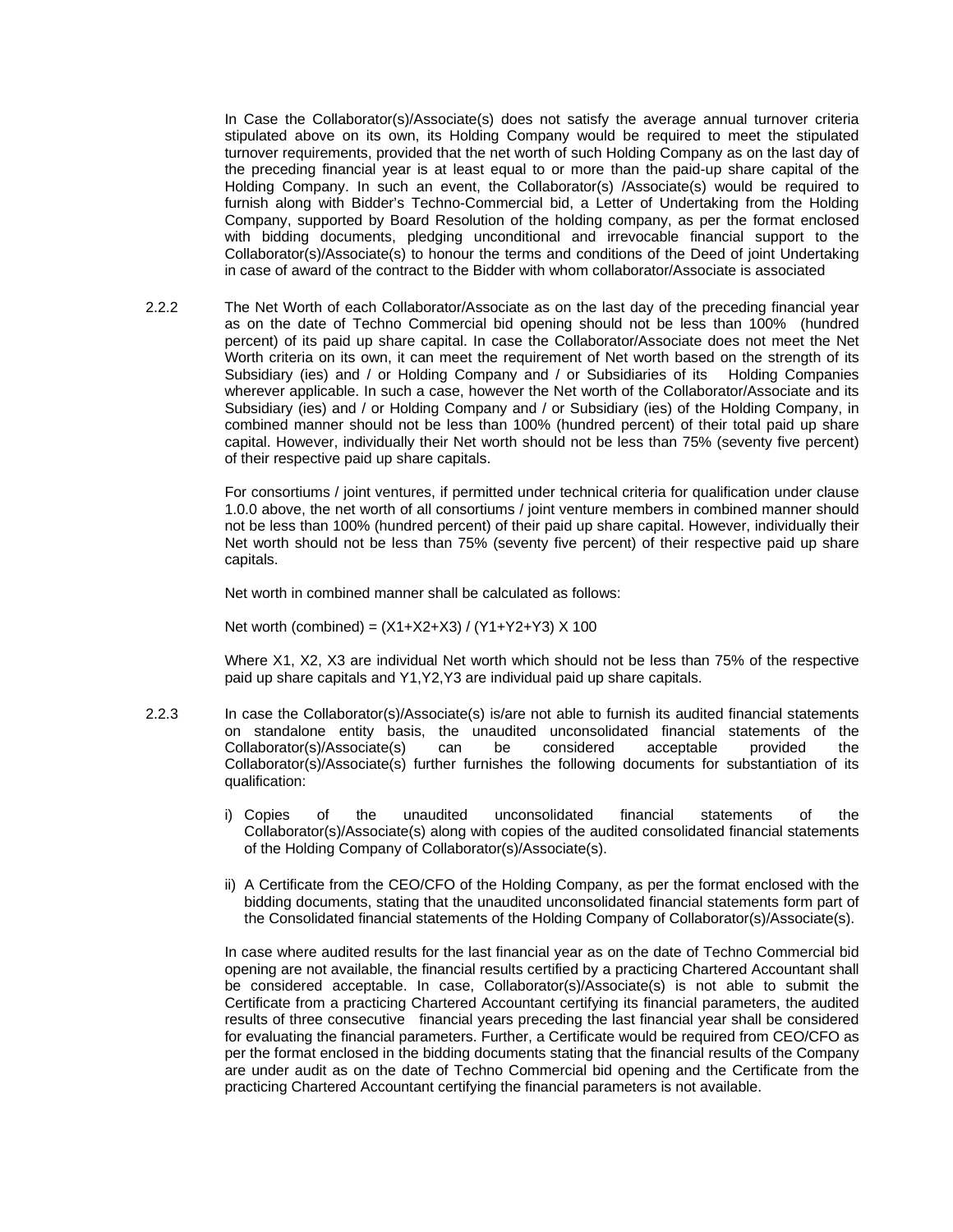In Case the Collaborator(s)/Associate(s) does not satisfy the average annual turnover criteria stipulated above on its own, its Holding Company would be required to meet the stipulated turnover requirements, provided that the net worth of such Holding Company as on the last day of the preceding financial year is at least equal to or more than the paid-up share capital of the Holding Company. In such an event, the Collaborator(s) /Associate(s) would be required to furnish along with Bidder's Techno-Commercial bid, a Letter of Undertaking from the Holding Company, supported by Board Resolution of the holding company, as per the format enclosed with bidding documents, pledging unconditional and irrevocable financial support to the Collaborator(s)/Associate(s) to honour the terms and conditions of the Deed of joint Undertaking in case of award of the contract to the Bidder with whom collaborator/Associate is associated

2.2.2 The Net Worth of each Collaborator/Associate as on the last day of the preceding financial year as on the date of Techno Commercial bid opening should not be less than 100% (hundred percent) of its paid up share capital. In case the Collaborator/Associate does not meet the Net Worth criteria on its own, it can meet the requirement of Net worth based on the strength of its Subsidiary (ies) and / or Holding Company and / or Subsidiaries of its Holding Companies wherever applicable. In such a case, however the Net worth of the Collaborator/Associate and its Subsidiary (ies) and / or Holding Company and / or Subsidiary (ies) of the Holding Company, in combined manner should not be less than 100% (hundred percent) of their total paid up share capital. However, individually their Net worth should not be less than 75% (seventy five percent) of their respective paid up share capitals.

For consortiums / joint ventures, if permitted under technical criteria for qualification under clause 1.0.0 above, the net worth of all consortiums / joint venture members in combined manner should not be less than 100% (hundred percent) of their paid up share capital. However, individually their Net worth should not be less than 75% (seventy five percent) of their respective paid up share capitals.

Net worth in combined manner shall be calculated as follows:

Net worth (combined) = $(X1+X2+X3) / (Y1+Y2+Y3) \times 100$

Where X1, X2, X3 are individual Net worth which should not be less than 75% of the respective paid up share capitals and Y1,Y2,Y3 are individual paid up share capitals.

2.2.3 In case the Collaborator(s)/Associate(s) is/are not able to furnish its audited financial statements on standalone entity basis, the unaudited unconsolidated financial statements of the Collaborator(s)/Associate(s) can be considered acceptable provided the Collaborator(s)/Associate(s) further furnishes the following documents for substantiation of its qualification:

i) Copies of the unaudited unconsolidated financial statements of the Collaborator(s)/Associate(s) along with copies of the audited consolidated financial statements of the Holding Company of Collaborator(s)/Associate(s).

ii) A Certificate from the CEO/CFO of the Holding Company, as per the format enclosed with the bidding documents, stating that the unaudited unconsolidated financial statements form part of the Consolidated financial statements of the Holding Company of Collaborator(s)/Associate(s).

In case where audited results for the last financial year as on the date of Techno Commercial bid opening are not available, the financial results certified by a practicing Chartered Accountant shall be considered acceptable. In case, Collaborator(s)/Associate(s) is not able to submit the Certificate from a practicing Chartered Accountant certifying its financial parameters, the audited results of three consecutive financial years preceding the last financial year shall be considered for evaluating the financial parameters. Further, a Certificate would be required from CEO/CFO as per the format enclosed in the bidding documents stating that the financial results of the Company are under audit as on the date of Techno Commercial bid opening and the Certificate from the practicing Chartered Accountant certifying the financial parameters is not available.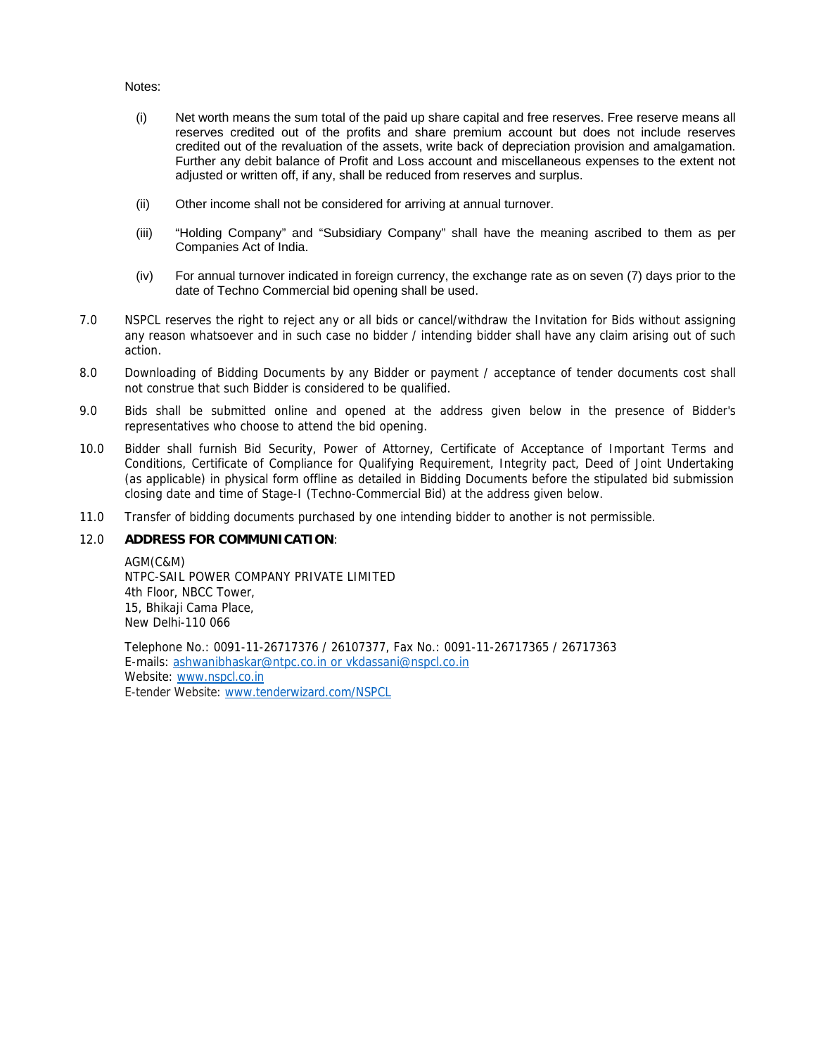Notes:

(i) Net worth means the sum total of the paid up share capital and free reserves. Free reserve means all reserves credited out of the profits and share premium account but does not include reserves credited out of the revaluation of the assets, write back of depreciation provision and amalgamation. Further any debit balance of Profit and Loss account and miscellaneous expenses to the extent not adjusted or written off, if any, shall be reduced from reserves and surplus.

(ii) Other income shall not be considered for arriving at annual turnover.

(iii) "Holding Company" and "Subsidiary Company" shall have the meaning ascribed to them as per Companies Act of India.

(iv) For annual turnover indicated in foreign currency, the exchange rate as on seven (7) days prior to the date of Techno Commercial bid opening shall be used.

7.0 NSPCL reserves the right to reject any or all bids or cancel/withdraw the Invitation for Bids without assigning any reason whatsoever and in such case no bidder / intending bidder shall have any claim arising out of such action.

8.0 Downloading of Bidding Documents by any Bidder or payment / acceptance of tender documents cost shall not construe that such Bidder is considered to be qualified.

9.0 Bids shall be submitted online and opened at the address given below in the presence of Bidder's representatives who choose to attend the bid opening.

10.0 Bidder shall furnish Bid Security, Power of Attorney, Certificate of Acceptance of Important Terms and Conditions, Certificate of Compliance for Qualifying Requirement, Integrity pact, Deed of Joint Undertaking (as applicable) in physical form offline as detailed in Bidding Documents before the stipulated bid submission closing date and time of Stage-I (Techno-Commercial Bid) at the address given below.

11.0 Transfer of bidding documents purchased by one intending bidder to another is not permissible.

12.0 **ADDRESS FOR COMMUNICATION**:

AGM(C&M)
NTPC-SAIL POWER COMPANY PRIVATE LIMITED
4th Floor, NBCC Tower,
15, Bhikaji Cama Place,
New Delhi-110 066

Telephone No.: 0091-11-26717376 / 26107377, Fax No.: 0091-11-26717365 / 26717363
E-mails: ashwanibhaskar@ntpc.co.in or vkdassani@nspcl.co.in
Website: www.nspcl.co.in
E-tender Website: www.tenderwizard.com/NSPCL